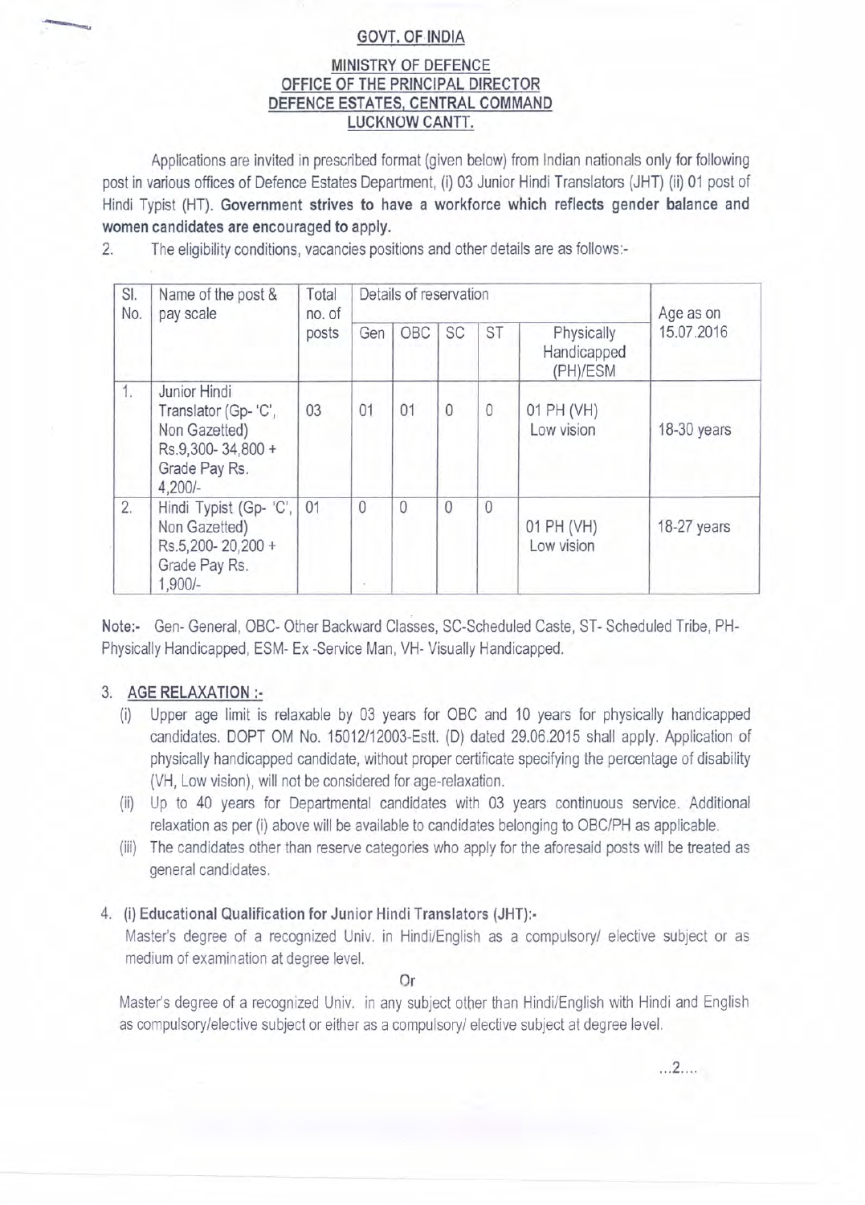## GOVT. OF INDIA

### MINISTRY OF DEFENCE
### OFFICE OF THE PRINCIPAL DIRECTOR
### DEFENCE ESTATES, CENTRAL COMMAND
### LUCKNOW CANTT.

Applications are invited in prescribed format (given below) from Indian nationals only for following post in various offices of Defence Estates Department, (i) 03 Junior Hindi Translators (JHT) (ii) 01 post of Hindi Typist (HT). **Government strives to have a workforce which reflects gender balance and women candidates are encouraged to apply.**

2. The eligibility conditions, vacancies positions and other details are as follows:-

| Sl. No. | Name of the post & pay scale | Total no. of posts | Details of reservation | | | | | Age as on 15.07.2016 |
|---|---|---|---|---|---|---|---|---|
| | | | Gen | OBC | SC | ST | Physically Handicapped (PH)/ESM | |
| 1. | Junior Hindi Translator (Gp- 'C', Non Gazetted) Rs.9,300- 34,800 + Grade Pay Rs. 4,200/- | 03 | 01 | 01 | 0 | 0 | 01 PH (VH) Low vision | 18-30 years |
| 2. | Hindi Typist (Gp- 'C', Non Gazetted) Rs.5,200- 20,200 + Grade Pay Rs. 1,900/- | 01 | 0 | 0 | 0 | 0 | 01 PH (VH) Low vision | 18-27 years |

**Note:-** Gen- General, OBC- Other Backward Classes, SC-Scheduled Caste, ST- Scheduled Tribe, PH-Physically Handicapped, ESM- Ex -Service Man, VH- Visually Handicapped.

3. **AGE RELAXATION :-**

   (i) Upper age limit is relaxable by 03 years for OBC and 10 years for physically handicapped candidates. DOPT OM No. 15012/12003-Estt. (D) dated 29.06.2015 shall apply. Application of physically handicapped candidate, without proper certificate specifying the percentage of disability (VH, Low vision), will not be considered for age-relaxation.

   (ii) Up to 40 years for Departmental candidates with 03 years continuous service. Additional relaxation as per (i) above will be available to candidates belonging to OBC/PH as applicable.

   (iii) The candidates other than reserve categories who apply for the aforesaid posts will be treated as general candidates.

4. **(i) Educational Qualification for Junior Hindi Translators (JHT):-**

   Master's degree of a recognized Univ. in Hindi/English as a compulsory/ elective subject or as medium of examination at degree level.

   Or

   Master's degree of a recognized Univ. in any subject other than Hindi/English with Hindi and English as compulsory/elective subject or either as a compulsory/ elective subject at degree level.

...2....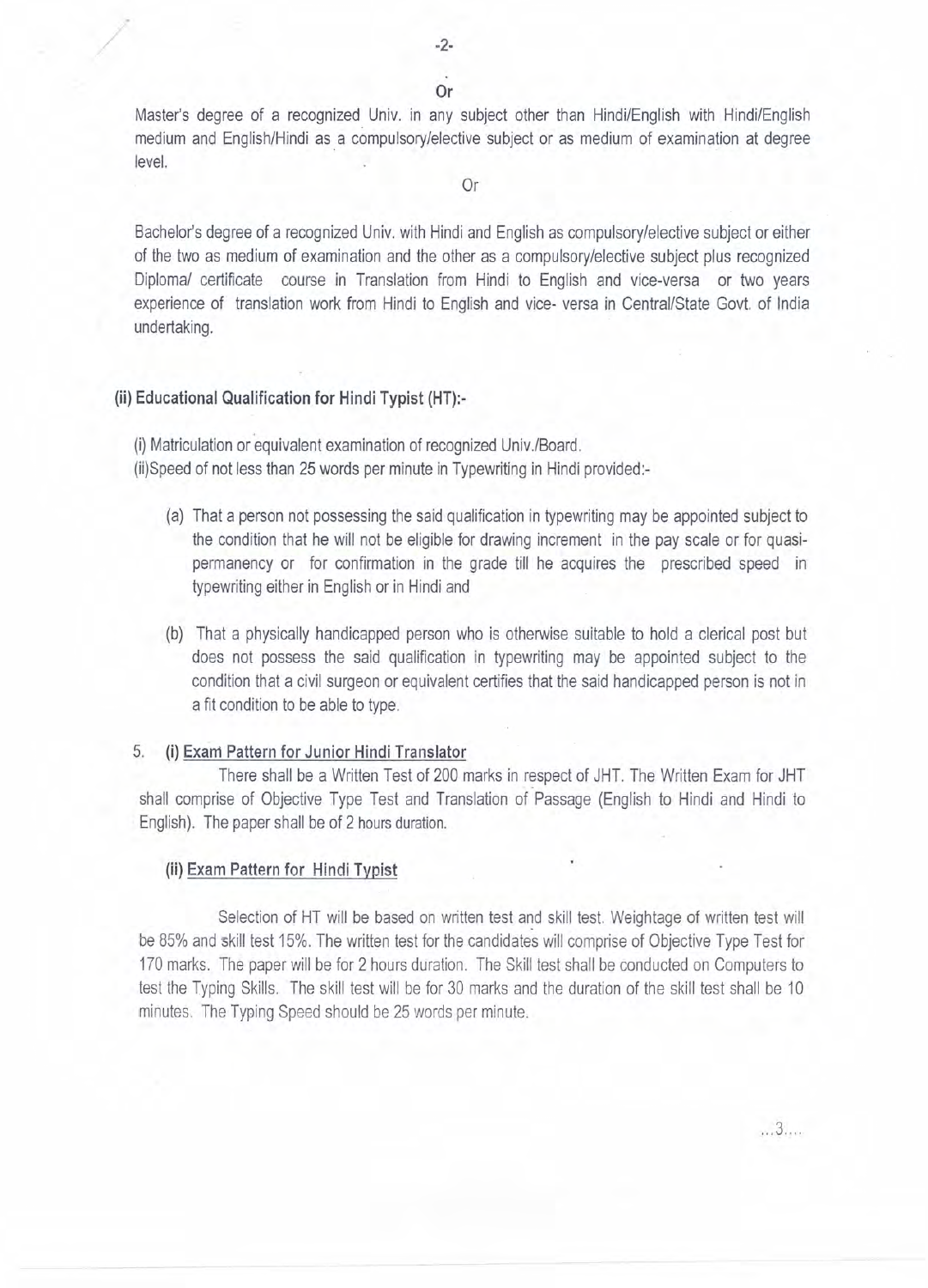**Or**

Master's degree of a recognized Univ. in any subject other than Hindi/English with Hindi/English medium and English/Hindi as a compulsory/elective subject or as medium of examination at degree level.

Or

Bachelor's degree of a recognized Univ. with Hindi and English as compulsory/elective subject or either of the two as medium of examination and the other as a compulsory/elective subject plus recognized Diploma/ certificate course in Translation from Hindi to English and vice-versa or two years experience of translation work from Hindi to English and vice- versa in Central/State Govt. of India undertaking.

**(ii) Educational Qualification for Hindi Typist (HT):-**

(i) Matriculation or equivalent examination of recognized Univ./Board.

(ii)Speed of not less than 25 words per minute in Typewriting in Hindi provided:-

(a) That a person not possessing the said qualification in typewriting may be appointed subject to the condition that he will not be eligible for drawing increment in the pay scale or for quasi-permanency or for confirmation in the grade till he acquires the prescribed speed in typewriting either in English or in Hindi and

(b) That a physically handicapped person who is otherwise suitable to hold a clerical post but does not possess the said qualification in typewriting may be appointed subject to the condition that a civil surgeon or equivalent certifies that the said handicapped person is not in a fit condition to be able to type.

5. **(i) Exam Pattern for Junior Hindi Translator**

There shall be a Written Test of 200 marks in respect of JHT. The Written Exam for JHT shall comprise of Objective Type Test and Translation of Passage (English to Hindi and Hindi to English). The paper shall be of 2 hours duration.

**(ii) Exam Pattern for Hindi Typist**

Selection of HT will be based on written test and skill test. Weightage of written test will be 85% and skill test 15%. The written test for the candidates will comprise of Objective Type Test for 170 marks. The paper will be for 2 hours duration. The Skill test shall be conducted on Computers to test the Typing Skills. The skill test will be for 30 marks and the duration of the skill test shall be 10 minutes. The Typing Speed should be 25 words per minute.

...3....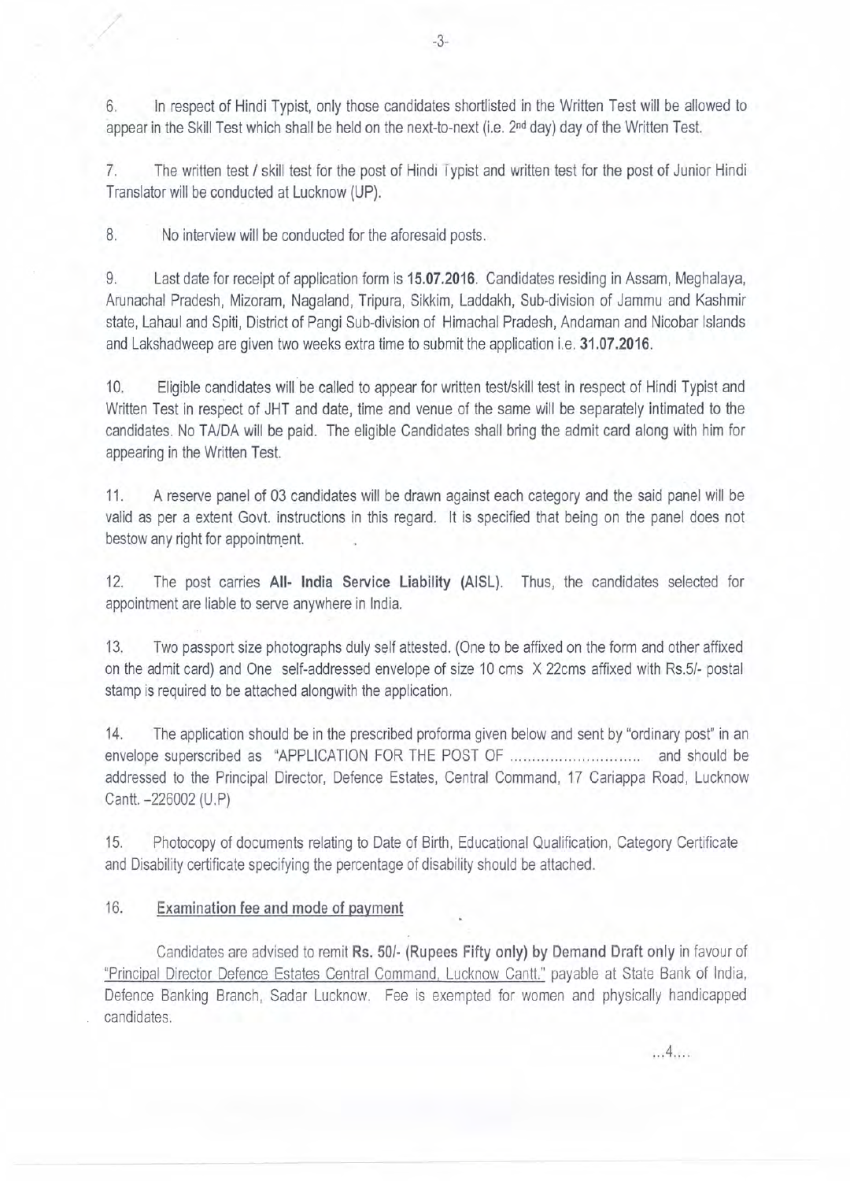6. In respect of Hindi Typist, only those candidates shortlisted in the Written Test will be allowed to appear in the Skill Test which shall be held on the next-to-next (i.e. 2nd day) day of the Written Test.

7. The written test / skill test for the post of Hindi Typist and written test for the post of Junior Hindi Translator will be conducted at Lucknow (UP).

8. No interview will be conducted for the aforesaid posts.

9. Last date for receipt of application form is **15.07.2016**. Candidates residing in Assam, Meghalaya, Arunachal Pradesh, Mizoram, Nagaland, Tripura, Sikkim, Laddakh, Sub-division of Jammu and Kashmir state, Lahaul and Spiti, District of Pangi Sub-division of Himachal Pradesh, Andaman and Nicobar Islands and Lakshadweep are given two weeks extra time to submit the application i.e. **31.07.2016**.

10. Eligible candidates will be called to appear for written test/skill test in respect of Hindi Typist and Written Test in respect of JHT and date, time and venue of the same will be separately intimated to the candidates. No TA/DA will be paid. The eligible Candidates shall bring the admit card along with him for appearing in the Written Test.

11. A reserve panel of 03 candidates will be drawn against each category and the said panel will be valid as per a extent Govt. instructions in this regard. It is specified that being on the panel does not bestow any right for appointment.

12. The post carries **All- India Service Liability** (AISL). Thus, the candidates selected for appointment are liable to serve anywhere in India.

13. Two passport size photographs duly self attested. (One to be affixed on the form and other affixed on the admit card) and One self-addressed envelope of size 10 cms X 22cms affixed with Rs.5/- postal stamp is required to be attached alongwith the application.

14. The application should be in the prescribed proforma given below and sent by "ordinary post" in an envelope superscribed as "APPLICATION FOR THE POST OF ............................ and should be addressed to the Principal Director, Defence Estates, Central Command, 17 Cariappa Road, Lucknow Cantt. –226002 (U.P)

15. Photocopy of documents relating to Date of Birth, Educational Qualification, Category Certificate and Disability certificate specifying the percentage of disability should be attached.

16. Examination fee and mode of payment

Candidates are advised to remit **Rs. 50/- (Rupees Fifty only) by Demand Draft only** in favour of "Principal Director Defence Estates Central Command, Lucknow Cantt." payable at State Bank of India, Defence Banking Branch, Sadar Lucknow. Fee is exempted for women and physically handicapped candidates.

...4....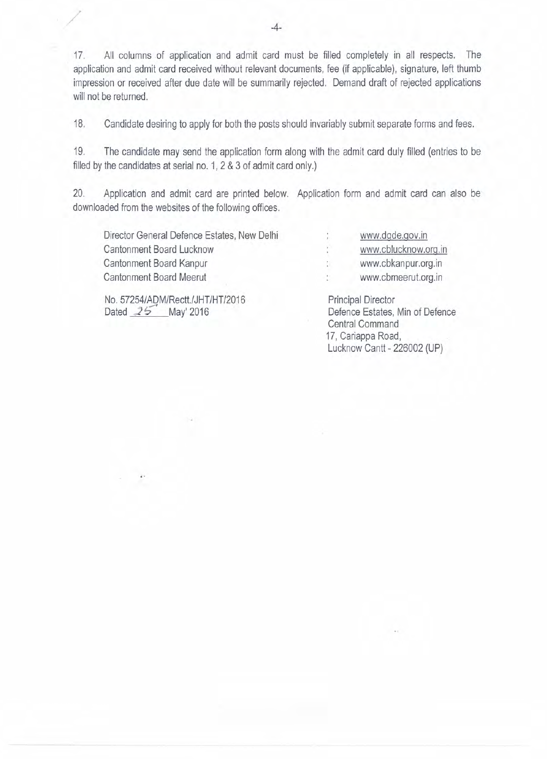17. All columns of application and admit card must be filled completely in all respects. The application and admit card received without relevant documents, fee (if applicable), signature, left thumb impression or received after due date will be summarily rejected. Demand draft of rejected applications will not be returned.

18. Candidate desiring to apply for both the posts should invariably submit separate forms and fees.

19. The candidate may send the application form along with the admit card duly filled (entries to be filled by the candidates at serial no. 1, 2 & 3 of admit card only.)

20. Application and admit card are printed below. Application form and admit card can also be downloaded from the websites of the following offices.

| | | |
|---|---|---|
| Director General Defence Estates, New Delhi | : | www.dgde.gov.in |
| Cantonment Board Lucknow | : | www.cblucknow.org.in |
| Cantonment Board Kanpur | : | www.cbkanpur.org.in |
| Cantonment Board Meerut | : | www.cbmeerut.org.in |

No. 57254/ADM/Rectt./JHT/HT/2016
Dated 25 May' 2016

Principal Director
Defence Estates, Min of Defence
Central Command
17, Cariappa Road,
Lucknow Cantt - 226002 (UP)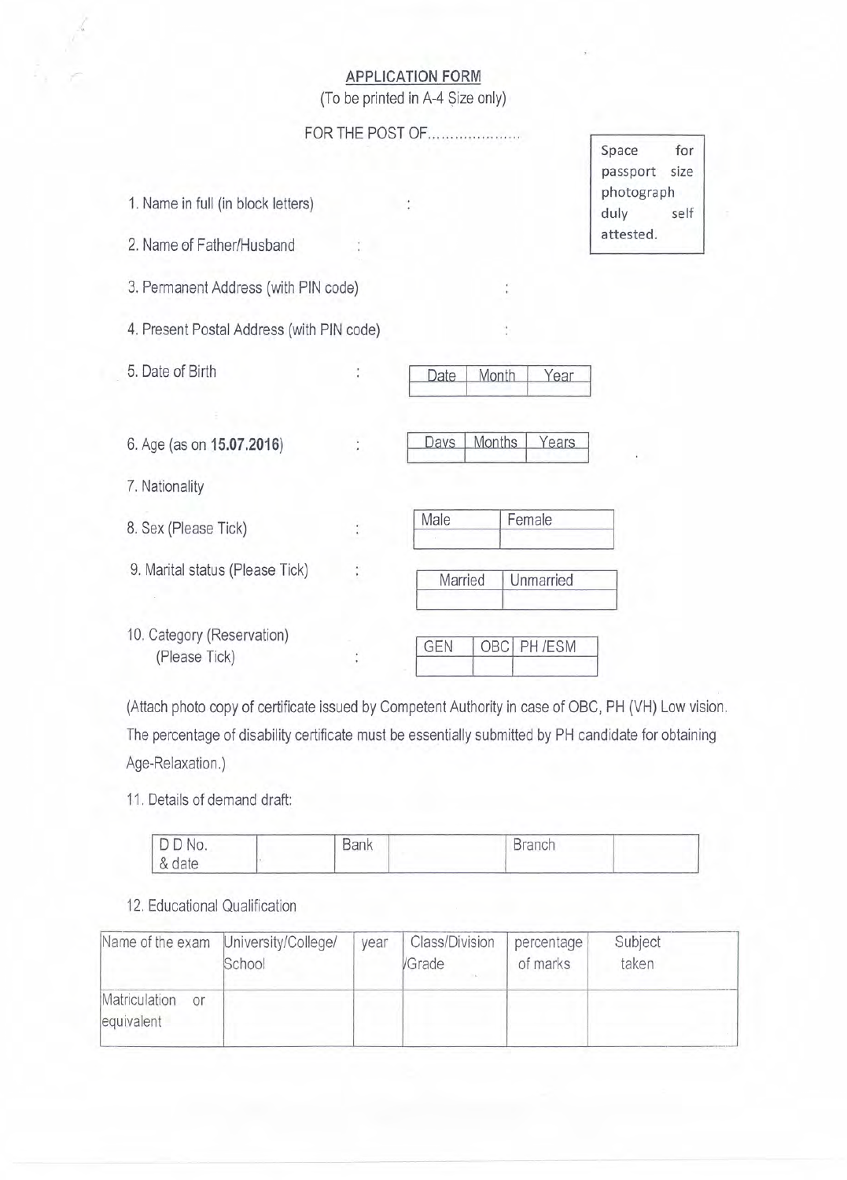# APPLICATION FORM

(To be printed in A-4 Size only)

FOR THE POST OF....................

Space for passport size photograph duly self attested.

1. Name in full (in block letters) :

2. Name of Father/Husband :

3. Permanent Address (with PIN code) :

4. Present Postal Address (with PIN code) :

5. Date of Birth :

| Date | Month | Year |
|---|---|---|
| | | |

6. Age (as on **15.07.2016**) :

| Days | Months | Years |
|---|---|---|
| | | |

7. Nationality

8. Sex (Please Tick) :

| Male | Female |
|---|---|
| | |

9. Marital status (Please Tick) :

| Married | Unmarried |
|---|---|
| | |

10. Category (Reservation) (Please Tick) :

| GEN | OBC | PH /ESM |
|---|---|---|
| | | |

(Attach photo copy of certificate issued by Competent Authority in case of OBC, PH (VH) Low vision. The percentage of disability certificate must be essentially submitted by PH candidate for obtaining Age-Relaxation.)

11. Details of demand draft:

| | | | | | |
|---|---|---|---|---|---|
| D D No. & date | | Bank | | Branch | |

12. Educational Qualification

| Name of the exam | University/College/ School | year | Class/Division /Grade | percentage of marks | Subject taken |
|---|---|---|---|---|---|
| Matriculation or equivalent | | | | | |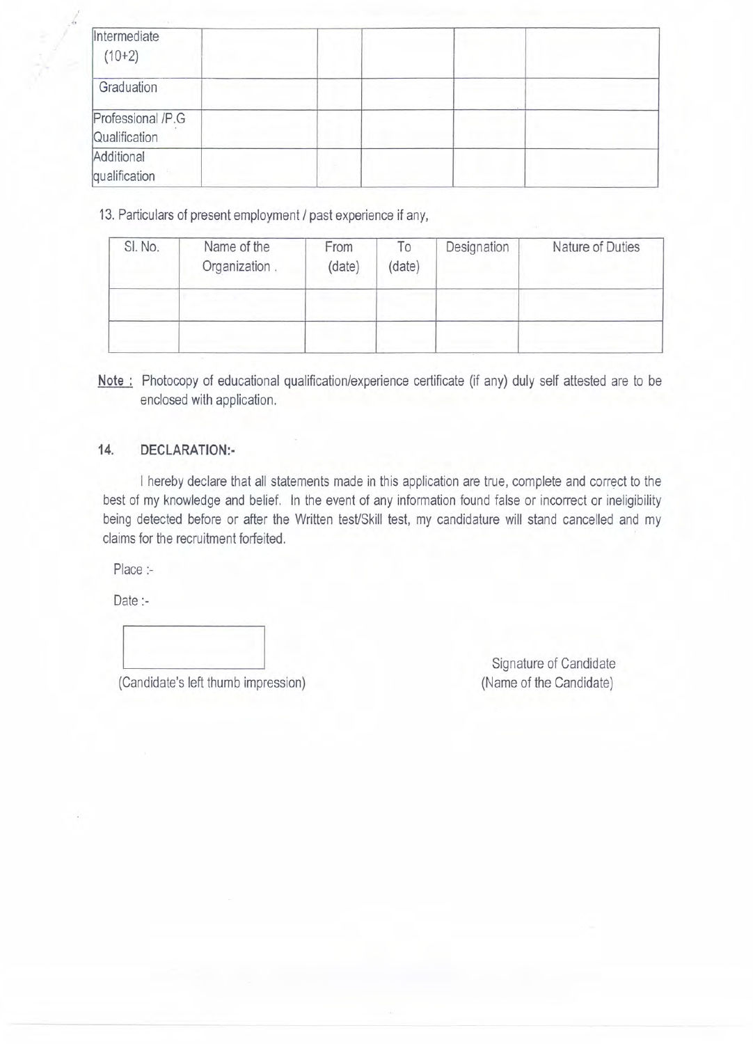| | | | | | |
|---|---|---|---|---|---|
| Intermediate (10+2) | | | | | |
| Graduation | | | | | |
| Professional /P.G Qualification | | | | | |
| Additional qualification | | | | | |

13. Particulars of present employment / past experience if any,

| Sl. No. | Name of the Organization . | From (date) | To (date) | Designation | Nature of Duties |
|---|---|---|---|---|---|
| | | | | | |
| | | | | | |

**Note :** Photocopy of educational qualification/experience certificate (if any) duly self attested are to be enclosed with application.

**14. DECLARATION:-**

I hereby declare that all statements made in this application are true, complete and correct to the best of my knowledge and belief. In the event of any information found false or incorrect or ineligibility being detected before or after the Written test/Skill test, my candidature will stand cancelled and my claims for the recruitment forfeited.

Place :-

Date :-

(Candidate's left thumb impression)

Signature of Candidate
(Name of the Candidate)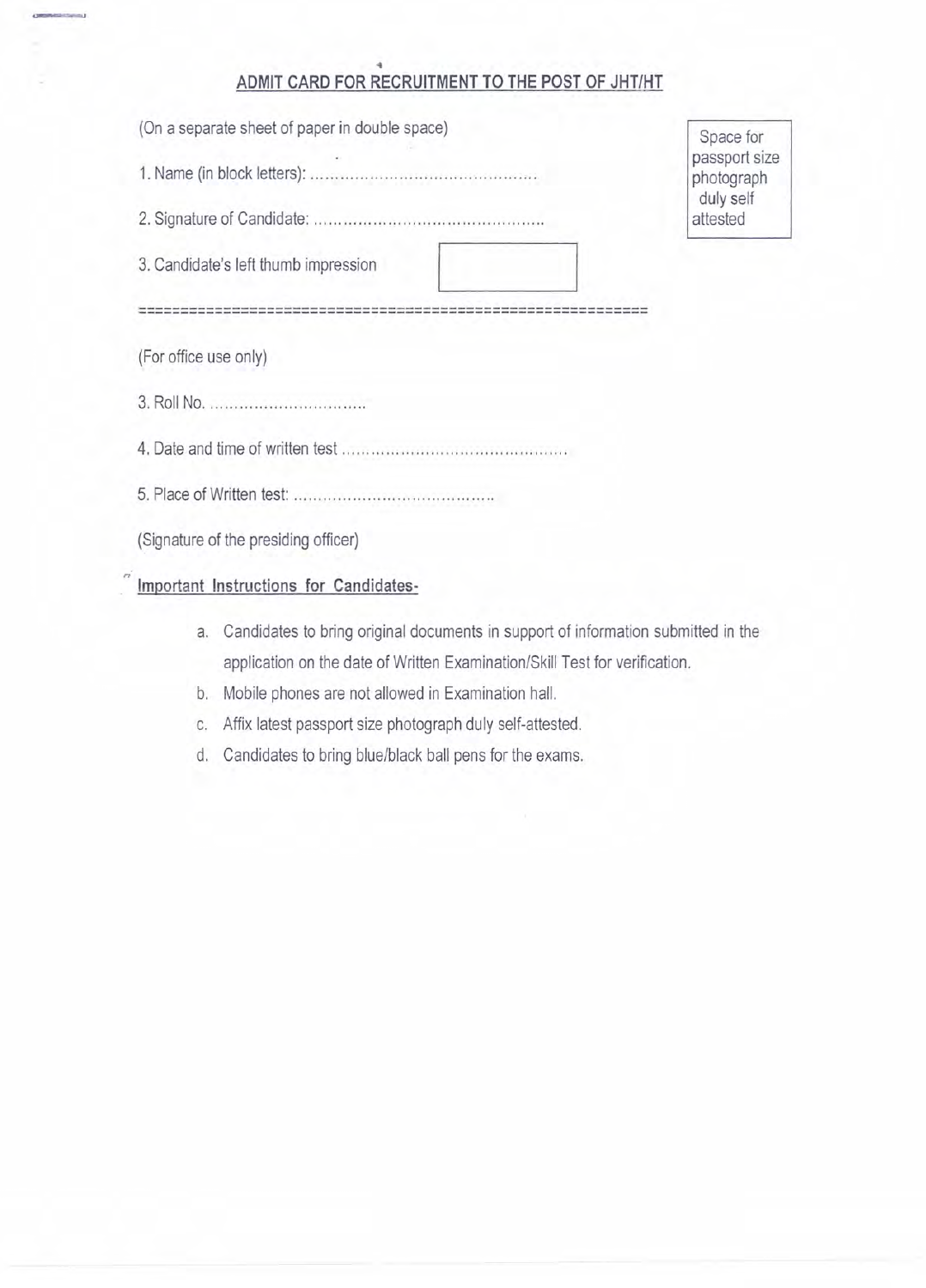# ADMIT CARD FOR RECRUITMENT TO THE POST OF JHT/HT

(On a separate sheet of paper in double space)

Space for passport size photograph duly self attested

1. Name (in block letters): ..............................................

2. Signature of Candidate: ..............................................

3. Candidate's left thumb impression

==========================================================

(For office use only)

3. Roll No. ................................

4. Date and time of written test ..............................................

5. Place of Written test: ........................................

(Signature of the presiding officer)

**Important Instructions for Candidates-**

a. Candidates to bring original documents in support of information submitted in the application on the date of Written Examination/Skill Test for verification.
b. Mobile phones are not allowed in Examination hall.
c. Affix latest passport size photograph duly self-attested.
d. Candidates to bring blue/black ball pens for the exams.